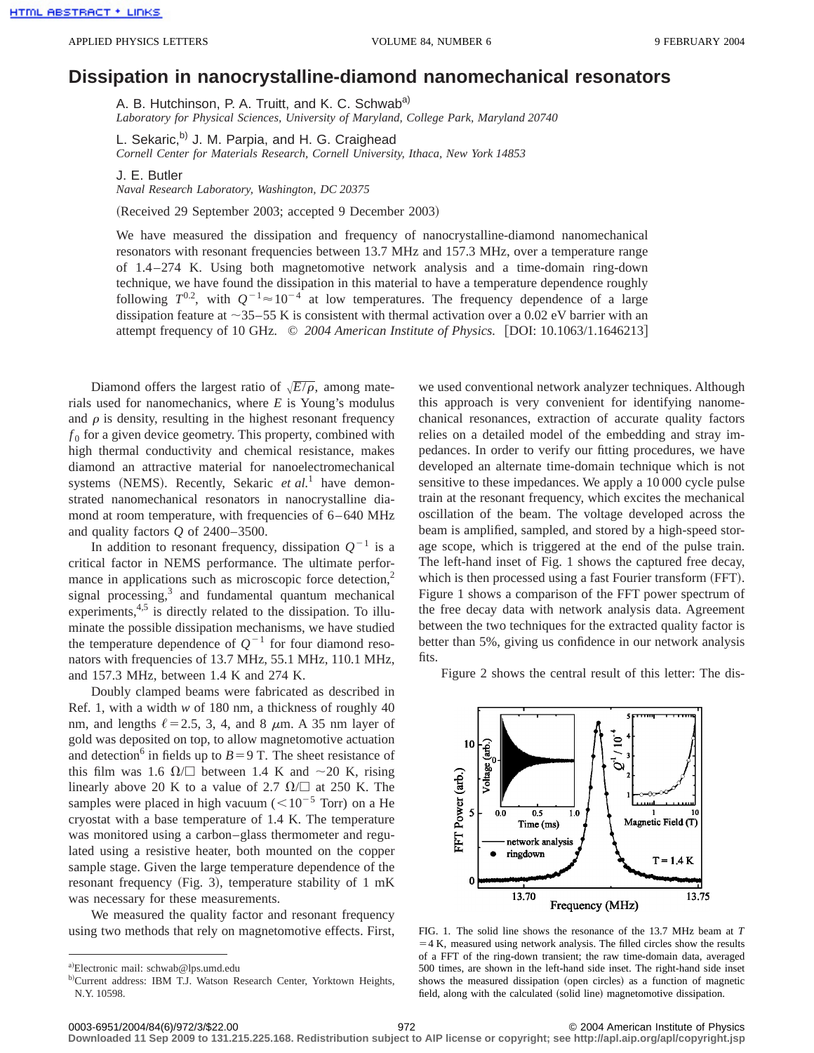# Dissipation in nanocrystalline-diamond nanomechanical resonators

A. B. Hutchinson, P. A. Truitt, and K. C. Schwab[a)]
*Laboratory for Physical Sciences, University of Maryland, College Park, Maryland 20740*

L. Sekaric,[b)] J. M. Parpia, and H. G. Craighead
*Cornell Center for Materials Research, Cornell University, Ithaca, New York 14853*

J. E. Butler
*Naval Research Laboratory, Washington, DC 20375*

(Received 29 September 2003; accepted 9 December 2003)

We have measured the dissipation and frequency of nanocrystalline-diamond nanomechanical resonators with resonant frequencies between 13.7 MHz and 157.3 MHz, over a temperature range of 1.4–274 K. Using both magnetomotive network analysis and a time-domain ring-down technique, we have found the dissipation in this material to have a temperature dependence roughly following $T^{0.2}$, with $Q^{-1} \approx 10^{-4}$ at low temperatures. The frequency dependence of a large dissipation feature at ~35–55 K is consistent with thermal activation over a 0.02 eV barrier with an attempt frequency of 10 GHz. © *2004 American Institute of Physics.* [DOI: 10.1063/1.1646213]

Diamond offers the largest ratio of $\sqrt{E/\rho}$, among materials used for nanomechanics, where $E$ is Young's modulus and $\rho$ is density, resulting in the highest resonant frequency $f_0$ for a given device geometry. This property, combined with high thermal conductivity and chemical resistance, makes diamond an attractive material for nanoelectromechanical systems (NEMS). Recently, Sekaric *et al.*[1] have demonstrated nanomechanical resonators in nanocrystalline diamond at room temperature, with frequencies of 6–640 MHz and quality factors $Q$ of 2400–3500.

In addition to resonant frequency, dissipation $Q^{-1}$ is a critical factor in NEMS performance. The ultimate performance in applications such as microscopic force detection,[2] signal processing,[3] and fundamental quantum mechanical experiments,[4,5] is directly related to the dissipation. To illuminate the possible dissipation mechanisms, we have studied the temperature dependence of $Q^{-1}$ for four diamond resonators with frequencies of 13.7 MHz, 55.1 MHz, 110.1 MHz, and 157.3 MHz, between 1.4 K and 274 K.

Doubly clamped beams were fabricated as described in Ref. 1, with a width $w$ of 180 nm, a thickness of roughly 40 nm, and lengths $\ell = 2.5$, 3, 4, and 8 $\mu$m. A 35 nm layer of gold was deposited on top, to allow magnetomotive actuation and detection[6] in fields up to $B = 9$ T. The sheet resistance of this film was 1.6 $\Omega/\square$ between 1.4 K and ~20 K, rising linearly above 20 K to a value of 2.7 $\Omega/\square$ at 250 K. The samples were placed in high vacuum ($<10^{-5}$ Torr) on a He cryostat with a base temperature of 1.4 K. The temperature was monitored using a carbon–glass thermometer and regulated using a resistive heater, both mounted on the copper sample stage. Given the large temperature dependence of the resonant frequency (Fig. 3), temperature stability of 1 mK was necessary for these measurements.

We measured the quality factor and resonant frequency using two methods that rely on magnetomotive effects. First, we used conventional network analyzer techniques. Although this approach is very convenient for identifying nanomechanical resonances, extraction of accurate quality factors relies on a detailed model of the embedding and stray impedances. In order to verify our fitting procedures, we have developed an alternate time-domain technique which is not sensitive to these impedances. We apply a 10 000 cycle pulse train at the resonant frequency, which excites the mechanical oscillation of the beam. The voltage developed across the beam is amplified, sampled, and stored by a high-speed storage scope, which is triggered at the end of the pulse train. The left-hand inset of Fig. 1 shows the captured free decay, which is then processed using a fast Fourier transform (FFT). Figure 1 shows a comparison of the FFT power spectrum of the free decay data with network analysis data. Agreement between the two techniques for the extracted quality factor is better than 5%, giving us confidence in our network analysis fits.

Figure 2 shows the central result of this letter: The dis-

FFT Power (arb.)
10
5
0
13.70
13.75
Frequency (MHz)
Voltage (arb.)
0
0.0
0.5
1.0
Time (ms)
$Q^{-1}$ / $10^{-4}$
1
2
3
4
5
1
10
Magnetic Field (T)
network analysis
ringdown
T = 1.4 K

FIG. 1. The solid line shows the resonance of the 13.7 MHz beam at $T = 4$ K, measured using network analysis. The filled circles show the results of a FFT of the ring-down transient; the raw time-domain data, averaged 500 times, are shown in the left-hand side inset. The right-hand side inset shows the measured dissipation (open circles) as a function of magnetic field, along with the calculated (solid line) magnetomotive dissipation.

---

[a)]Electronic mail: schwab@lps.umd.edu

[b)]Current address: IBM T.J. Watson Research Center, Yorktown Heights, N.Y. 10598.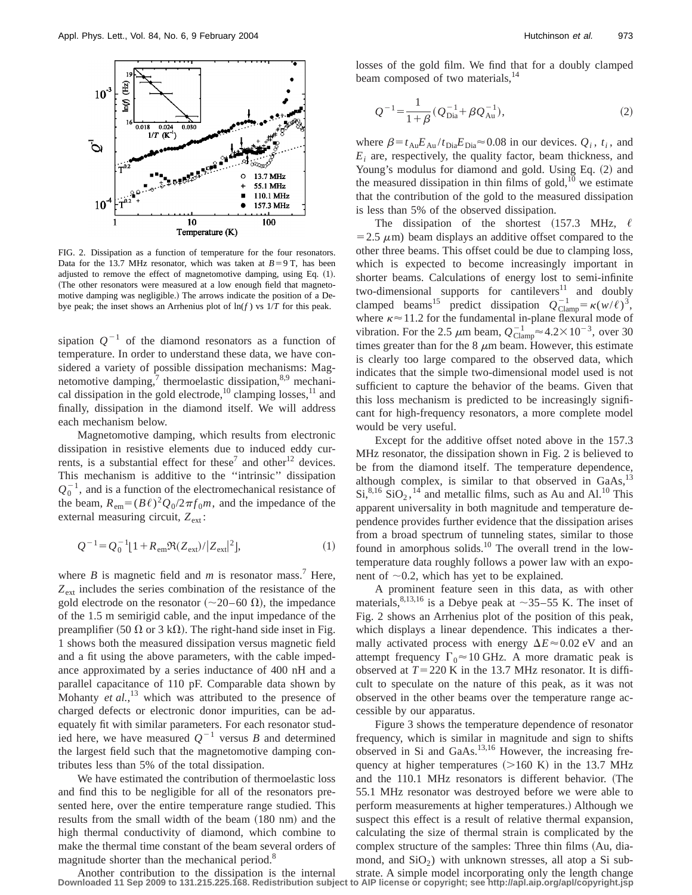$Q^{-1}$

$10^{-3}$

$10^{-4}$

$T^{0.2}$

$T^{0.2}$

Temperature (K)

1 10 100

○ 13.7 MHz
+ 55.1 MHz
■ 110.1 MHz
● 157.3 MHz

ln(f) (Hz)

19

16

0.018 0.024 0.030

1/T (K$^{-1}$)

FIG. 2. Dissipation as a function of temperature for the four resonators. Data for the 13.7 MHz resonator, which was taken at $B=9$ T, has been adjusted to remove the effect of magnetomotive damping, using Eq. (1). (The other resonators were measured at a low enough field that magnetomotive damping was negligible.) The arrows indicate the position of a Debye peak; the inset shows an Arrhenius plot of $\ln(f)$ vs $1/T$ for this peak.

sipation $Q^{-1}$ of the diamond resonators as a function of temperature. In order to understand these data, we have considered a variety of possible dissipation mechanisms: Magnetomotive damping,[7] thermoelastic dissipation,[8,9] mechanical dissipation in the gold electrode,[10] clamping losses,[11] and finally, dissipation in the diamond itself. We will address each mechanism below.

Magnetomotive damping, which results from electronic dissipation in resistive elements due to induced eddy currents, is a substantial effect for these[7] and other[12] devices. This mechanism is additive to the "intrinsic" dissipation $Q_0^{-1}$, and is a function of the electromechanical resistance of the beam, $R_{\text{em}}=(B\ell)^2 Q_0/2\pi f_0 m$, and the impedance of the external measuring circuit, $Z_{\text{ext}}$:

$$Q^{-1}=Q_0^{-1}[1+R_{\text{em}}\Re(Z_{\text{ext}})/|Z_{\text{ext}}|^2], \tag{1}$$

where $B$ is magnetic field and $m$ is resonator mass.[7] Here, $Z_{\text{ext}}$ includes the series combination of the resistance of the gold electrode on the resonator ($\sim$20–60 $\Omega$), the impedance of the 1.5 m semirigid cable, and the input impedance of the preamplifier (50 $\Omega$ or 3 k$\Omega$). The right-hand side inset in Fig. 1 shows both the measured dissipation versus magnetic field and a fit using the above parameters, with the cable impedance approximated by a series inductance of 400 nH and a parallel capacitance of 110 pF. Comparable data shown by Mohanty *et al.*,[13] which was attributed to the presence of charged defects or electronic donor impurities, can be adequately fit with similar parameters. For each resonator studied here, we have measured $Q^{-1}$ versus $B$ and determined the largest field such that the magnetomotive damping contributes less than 5% of the total dissipation.

We have estimated the contribution of thermoelastic loss and find this to be negligible for all of the resonators presented here, over the entire temperature range studied. This results from the small width of the beam (180 nm) and the high thermal conductivity of diamond, which combine to make the thermal time constant of the beam several orders of magnitude shorter than the mechanical period.[8]

Another contribution to the dissipation is the internal losses of the gold film. We find that for a doubly clamped beam composed of two materials,[14]

$$Q^{-1}=\frac{1}{1+\beta}(Q_{\text{Dia}}^{-1}+\beta Q_{\text{Au}}^{-1}), \tag{2}$$

where $\beta=t_{\text{Au}}E_{\text{Au}}/t_{\text{Dia}}E_{\text{Dia}}\approx 0.08$ in our devices. $Q_i$, $t_i$, and $E_i$ are, respectively, the quality factor, beam thickness, and Young's modulus for diamond and gold. Using Eq. (2) and the measured dissipation in thin films of gold,[10] we estimate that the contribution of the gold to the measured dissipation is less than 5% of the observed dissipation.

The dissipation of the shortest (157.3 MHz, $\ell=2.5\ \mu$m) beam displays an additive offset compared to the other three beams. This offset could be due to clamping loss, which is expected to become increasingly important in shorter beams. Calculations of energy lost to semi-infinite two-dimensional supports for cantilevers[11] and doubly clamped beams[15] predict dissipation $Q_{\text{Clamp}}^{-1}=\kappa(w/\ell)^3$, where $\kappa\approx 11.2$ for the fundamental in-plane flexural mode of vibration. For the 2.5 $\mu$m beam, $Q_{\text{Clamp}}^{-1}\approx 4.2\times 10^{-3}$, over 30 times greater than for the 8 $\mu$m beam. However, this estimate is clearly too large compared to the observed data, which indicates that the simple two-dimensional model used is not sufficient to capture the behavior of the beams. Given that this loss mechanism is predicted to be increasingly significant for high-frequency resonators, a more complete model would be very useful.

Except for the additive offset noted above in the 157.3 MHz resonator, the dissipation shown in Fig. 2 is believed to be from the diamond itself. The temperature dependence, although complex, is similar to that observed in GaAs,[13] Si,[8,16] $SiO_2$,[14] and metallic films, such as Au and Al.[10] This apparent universality in both magnitude and temperature dependence provides further evidence that the dissipation arises from a broad spectrum of tunneling states, similar to those found in amorphous solids.[10] The overall trend in the low-temperature data roughly follows a power law with an exponent of $\sim$0.2, which has yet to be explained.

A prominent feature seen in this data, as with other materials,[8,13,16] is a Debye peak at $\sim$35–55 K. The inset of Fig. 2 shows an Arrhenius plot of the position of this peak, which displays a linear dependence. This indicates a thermally activated process with energy $\Delta E\approx 0.02$ eV and an attempt frequency $\Gamma_0\approx 10$ GHz. A more dramatic peak is observed at $T=220$ K in the 13.7 MHz resonator. It is difficult to speculate on the nature of this peak, as it was not observed in the other beams over the temperature range accessible by our apparatus.

Figure 3 shows the temperature dependence of resonator frequency, which is similar in magnitude and sign to shifts observed in Si and GaAs.[13,16] However, the increasing frequency at higher temperatures (>160 K) in the 13.7 MHz and the 110.1 MHz resonators is different behavior. (The 55.1 MHz resonator was destroyed before we were able to perform measurements at higher temperatures.) Although we suspect this effect is a result of relative thermal expansion, calculating the size of thermal strain is complicated by the complex structure of the samples: Three thin films (Au, diamond, and $SiO_2$) with unknown stresses, all atop a Si substrate. A simple model incorporating only the length change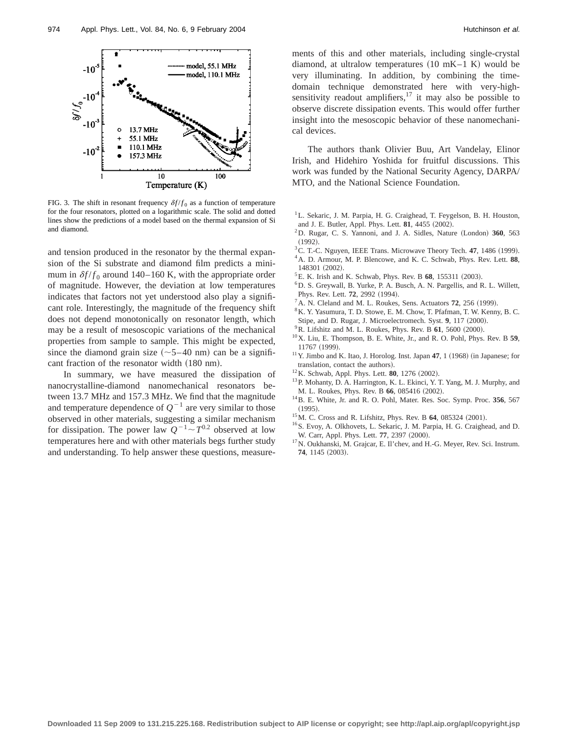-10^-5
model, 55.1 MHz
model, 110.1 MHz
-10^-4
$\delta f/f_0$
-10^-3
13.7 MHz
55.1 MHz
110.1 MHz
157.3 MHz
-10^-2
1
10
100
Temperature (K)

FIG. 3. The shift in resonant frequency $\delta f/f_0$ as a function of temperature for the four resonators, plotted on a logarithmic scale. The solid and dotted lines show the predictions of a model based on the thermal expansion of Si and diamond.

and tension produced in the resonator by the thermal expansion of the Si substrate and diamond film predicts a minimum in $\delta f/f_0$ around 140–160 K, with the appropriate order of magnitude. However, the deviation at low temperatures indicates that factors not yet understood also play a significant role. Interestingly, the magnitude of the frequency shift does not depend monotonically on resonator length, which may be a result of mesoscopic variations of the mechanical properties from sample to sample. This might be expected, since the diamond grain size (~5–40 nm) can be a significant fraction of the resonator width (180 nm).

In summary, we have measured the dissipation of nanocrystalline-diamond nanomechanical resonators between 13.7 MHz and 157.3 MHz. We find that the magnitude and temperature dependence of $Q^{-1}$ are very similar to those observed in other materials, suggesting a similar mechanism for dissipation. The power law $Q^{-1} \sim T^{0.2}$ observed at low temperatures here and with other materials begs further study and understanding. To help answer these questions, measurements of this and other materials, including single-crystal diamond, at ultralow temperatures (10 mK–1 K) would be very illuminating. In addition, by combining the time-domain technique demonstrated here with very-high-sensitivity readout amplifiers,[17] it may also be possible to observe discrete dissipation events. This would offer further insight into the mesoscopic behavior of these nanomechanical devices.

The authors thank Olivier Buu, Art Vandelay, Elinor Irish, and Hidehiro Yoshida for fruitful discussions. This work was funded by the National Security Agency, DARPA/MTO, and the National Science Foundation.

[1] L. Sekaric, J. M. Parpia, H. G. Craighead, T. Feygelson, B. H. Houston, and J. E. Butler, Appl. Phys. Lett. **81**, 4455 (2002).
[2] D. Rugar, C. S. Yannoni, and J. A. Sidles, Nature (London) **360**, 563 (1992).
[3] C. T.-C. Nguyen, IEEE Trans. Microwave Theory Tech. **47**, 1486 (1999).
[4] A. D. Armour, M. P. Blencowe, and K. C. Schwab, Phys. Rev. Lett. **88**, 148301 (2002).
[5] E. K. Irish and K. Schwab, Phys. Rev. B **68**, 155311 (2003).
[6] D. S. Greywall, B. Yurke, P. A. Busch, A. N. Pargellis, and R. L. Willett, Phys. Rev. Lett. **72**, 2992 (1994).
[7] A. N. Cleland and M. L. Roukes, Sens. Actuators **72**, 256 (1999).
[8] K. Y. Yasumura, T. D. Stowe, E. M. Chow, T. Pfafman, T. W. Kenny, B. C. Stipe, and D. Rugar, J. Microelectromech. Syst. **9**, 117 (2000).
[9] R. Lifshitz and M. L. Roukes, Phys. Rev. B **61**, 5600 (2000).
[10] X. Liu, E. Thompson, B. E. White, Jr., and R. O. Pohl, Phys. Rev. B **59**, 11767 (1999).
[11] Y. Jimbo and K. Itao, J. Horolog. Inst. Japan **47**, 1 (1968) (in Japanese; for translation, contact the authors).
[12] K. Schwab, Appl. Phys. Lett. **80**, 1276 (2002).
[13] P. Mohanty, D. A. Harrington, K. L. Ekinci, Y. T. Yang, M. J. Murphy, and M. L. Roukes, Phys. Rev. B **66**, 085416 (2002).
[14] B. E. White, Jr. and R. O. Pohl, Mater. Res. Soc. Symp. Proc. **356**, 567 (1995).
[15] M. C. Cross and R. Lifshitz, Phys. Rev. B **64**, 085324 (2001).
[16] S. Evoy, A. Olkhovets, L. Sekaric, J. M. Parpia, H. G. Craighead, and D. W. Carr, Appl. Phys. Lett. **77**, 2397 (2000).
[17] N. Oukhanski, M. Grajcar, E. Il'chev, and H.-G. Meyer, Rev. Sci. Instrum. **74**, 1145 (2003).